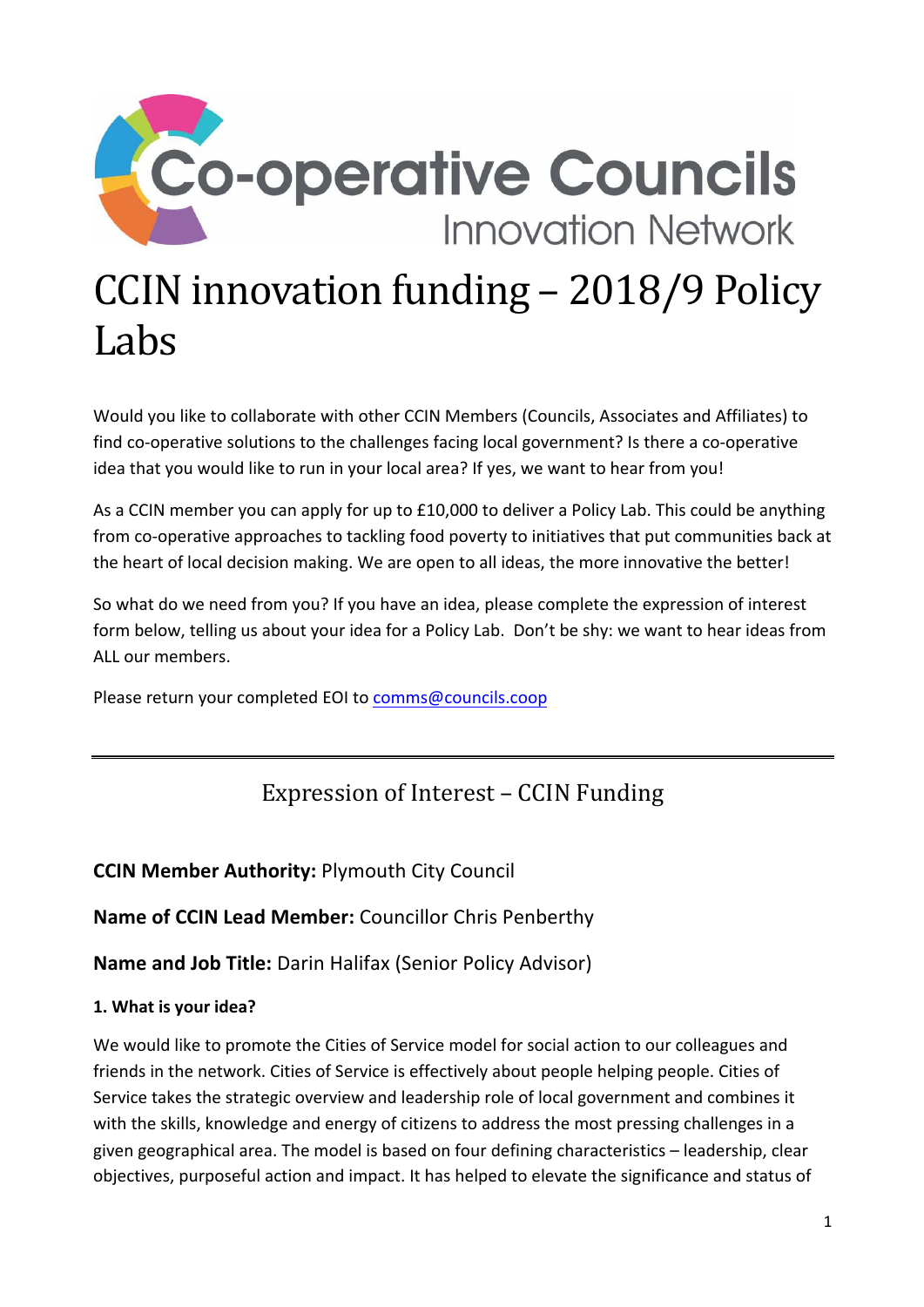# CCIN innovation funding – 2018/9 Policy Labs

Would you like to collaborate with other CCIN Members (Councils, Associates and Affiliates) to find co-operative solutions to the challenges facing local government? Is there a co-operative idea that you would like to run in your local area? If yes, we want to hear from you!

As a CCIN member you can apply for up to £10,000 to deliver a Policy Lab. This could be anything from co-operative approaches to tackling food poverty to initiatives that put communities back at the heart of local decision making. We are open to all ideas, the more innovative the better!

So what do we need from you? If you have an idea, please complete the expression of interest form below, telling us about your idea for a Policy Lab. Don't be shy: we want to hear ideas from ALL our members.

Please return your completed EOI to comms@councils.coop

---

## Expression of Interest – CCIN Funding

**CCIN Member Authority:** Plymouth City Council

**Name of CCIN Lead Member:** Councillor Chris Penberthy

**Name and Job Title:** Darin Halifax (Senior Policy Advisor)

**1. What is your idea?**

We would like to promote the Cities of Service model for social action to our colleagues and friends in the network. Cities of Service is effectively about people helping people. Cities of Service takes the strategic overview and leadership role of local government and combines it with the skills, knowledge and energy of citizens to address the most pressing challenges in a given geographical area. The model is based on four defining characteristics – leadership, clear objectives, purposeful action and impact. It has helped to elevate the significance and status of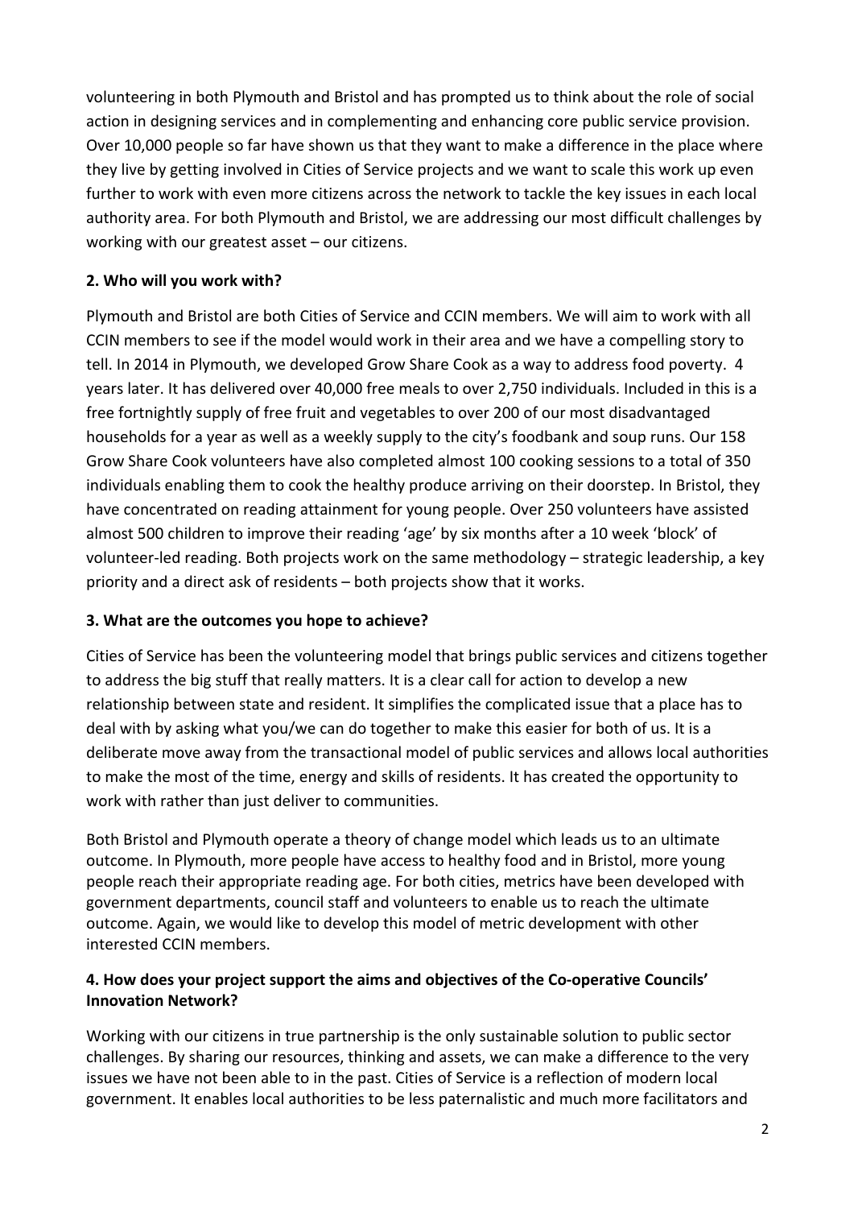volunteering in both Plymouth and Bristol and has prompted us to think about the role of social action in designing services and in complementing and enhancing core public service provision. Over 10,000 people so far have shown us that they want to make a difference in the place where they live by getting involved in Cities of Service projects and we want to scale this work up even further to work with even more citizens across the network to tackle the key issues in each local authority area. For both Plymouth and Bristol, we are addressing our most difficult challenges by working with our greatest asset – our citizens.

**2. Who will you work with?**

Plymouth and Bristol are both Cities of Service and CCIN members. We will aim to work with all CCIN members to see if the model would work in their area and we have a compelling story to tell. In 2014 in Plymouth, we developed Grow Share Cook as a way to address food poverty. 4 years later. It has delivered over 40,000 free meals to over 2,750 individuals. Included in this is a free fortnightly supply of free fruit and vegetables to over 200 of our most disadvantaged households for a year as well as a weekly supply to the city's foodbank and soup runs. Our 158 Grow Share Cook volunteers have also completed almost 100 cooking sessions to a total of 350 individuals enabling them to cook the healthy produce arriving on their doorstep. In Bristol, they have concentrated on reading attainment for young people. Over 250 volunteers have assisted almost 500 children to improve their reading 'age' by six months after a 10 week 'block' of volunteer-led reading. Both projects work on the same methodology – strategic leadership, a key priority and a direct ask of residents – both projects show that it works.

**3. What are the outcomes you hope to achieve?**

Cities of Service has been the volunteering model that brings public services and citizens together to address the big stuff that really matters. It is a clear call for action to develop a new relationship between state and resident. It simplifies the complicated issue that a place has to deal with by asking what you/we can do together to make this easier for both of us. It is a deliberate move away from the transactional model of public services and allows local authorities to make the most of the time, energy and skills of residents. It has created the opportunity to work with rather than just deliver to communities.

Both Bristol and Plymouth operate a theory of change model which leads us to an ultimate outcome. In Plymouth, more people have access to healthy food and in Bristol, more young people reach their appropriate reading age. For both cities, metrics have been developed with government departments, council staff and volunteers to enable us to reach the ultimate outcome. Again, we would like to develop this model of metric development with other interested CCIN members.

**4. How does your project support the aims and objectives of the Co-operative Councils' Innovation Network?**

Working with our citizens in true partnership is the only sustainable solution to public sector challenges. By sharing our resources, thinking and assets, we can make a difference to the very issues we have not been able to in the past. Cities of Service is a reflection of modern local government. It enables local authorities to be less paternalistic and much more facilitators and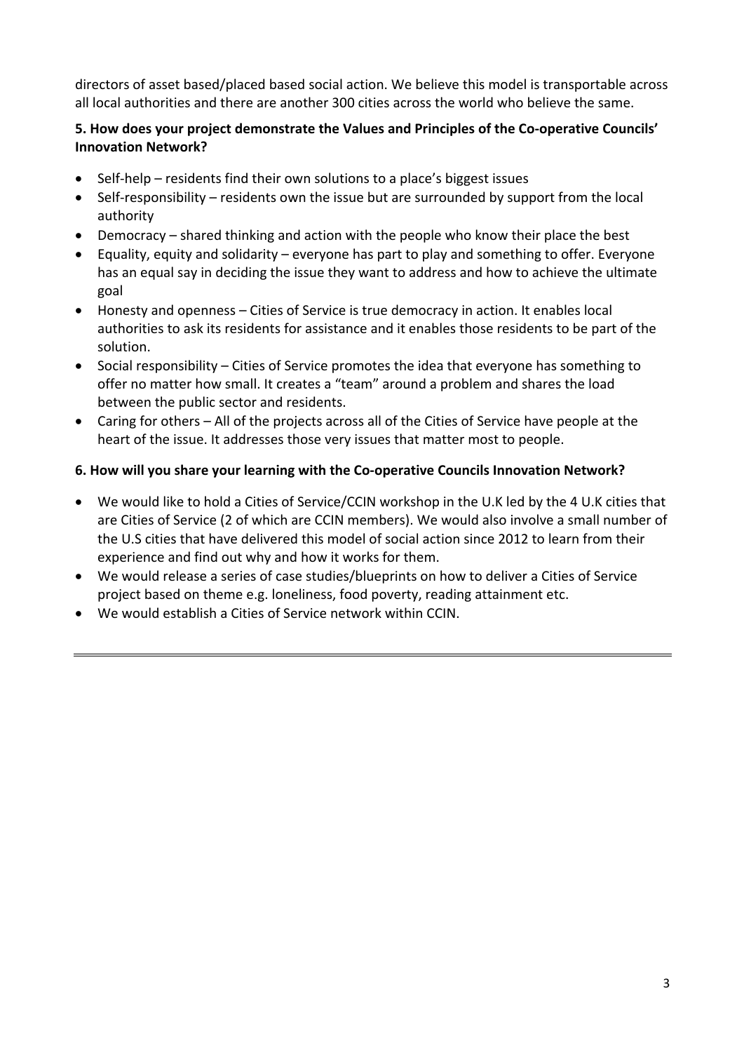directors of asset based/placed based social action. We believe this model is transportable across all local authorities and there are another 300 cities across the world who believe the same.

**5. How does your project demonstrate the Values and Principles of the Co-operative Councils' Innovation Network?**

- Self-help – residents find their own solutions to a place's biggest issues
- Self-responsibility – residents own the issue but are surrounded by support from the local authority
- Democracy – shared thinking and action with the people who know their place the best
- Equality, equity and solidarity – everyone has part to play and something to offer. Everyone has an equal say in deciding the issue they want to address and how to achieve the ultimate goal
- Honesty and openness – Cities of Service is true democracy in action. It enables local authorities to ask its residents for assistance and it enables those residents to be part of the solution.
- Social responsibility – Cities of Service promotes the idea that everyone has something to offer no matter how small. It creates a "team" around a problem and shares the load between the public sector and residents.
- Caring for others – All of the projects across all of the Cities of Service have people at the heart of the issue. It addresses those very issues that matter most to people.

**6. How will you share your learning with the Co-operative Councils Innovation Network?**

- We would like to hold a Cities of Service/CCIN workshop in the U.K led by the 4 U.K cities that are Cities of Service (2 of which are CCIN members). We would also involve a small number of the U.S cities that have delivered this model of social action since 2012 to learn from their experience and find out why and how it works for them.
- We would release a series of case studies/blueprints on how to deliver a Cities of Service project based on theme e.g. loneliness, food poverty, reading attainment etc.
- We would establish a Cities of Service network within CCIN.